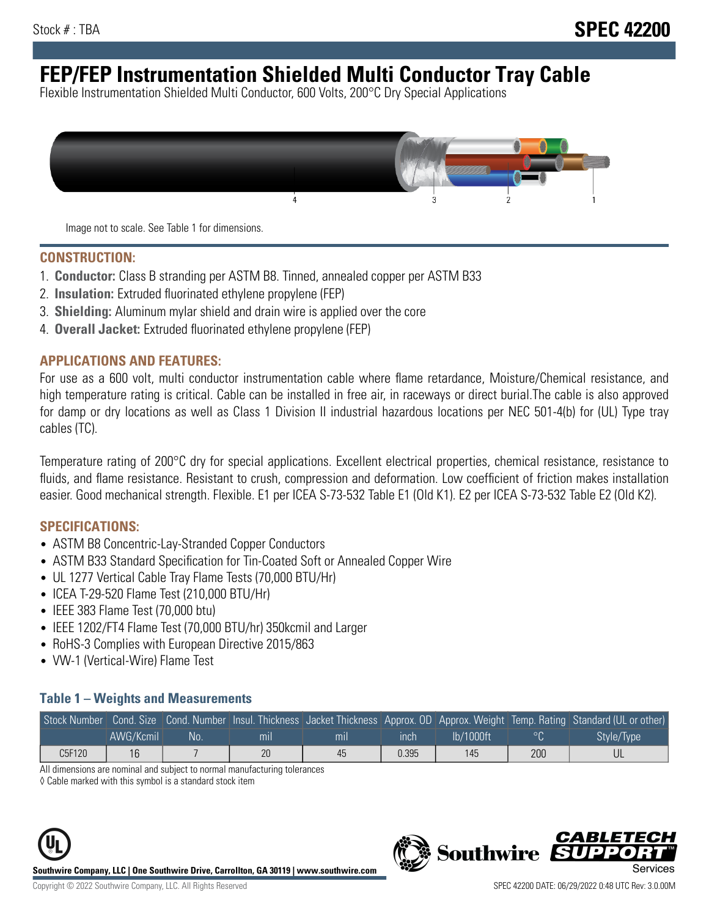Stock # : TBA

# SPEC 42200

# FEP/FEP Instrumentation Shielded Multi Conductor Tray Cable

Flexible Instrumentation Shielded Multi Conductor, 600 Volts, 200°C Dry Special Applications

Image not to scale. See Table 1 for dimensions.

## CONSTRUCTION:

1. **Conductor:** Class B stranding per ASTM B8. Tinned, annealed copper per ASTM B33
2. **Insulation:** Extruded fluorinated ethylene propylene (FEP)
3. **Shielding:** Aluminum mylar shield and drain wire is applied over the core
4. **Overall Jacket:** Extruded fluorinated ethylene propylene (FEP)

## APPLICATIONS AND FEATURES:

For use as a 600 volt, multi conductor instrumentation cable where flame retardance, Moisture/Chemical resistance, and high temperature rating is critical. Cable can be installed in free air, in raceways or direct burial.The cable is also approved for damp or dry locations as well as Class 1 Division II industrial hazardous locations per NEC 501-4(b) for (UL) Type tray cables (TC).

Temperature rating of 200°C dry for special applications. Excellent electrical properties, chemical resistance, resistance to fluids, and flame resistance. Resistant to crush, compression and deformation. Low coefficient of friction makes installation easier. Good mechanical strength. Flexible. E1 per ICEA S-73-532 Table E1 (Old K1). E2 per ICEA S-73-532 Table E2 (Old K2).

## SPECIFICATIONS:

- ASTM B8 Concentric-Lay-Stranded Copper Conductors
- ASTM B33 Standard Specification for Tin-Coated Soft or Annealed Copper Wire
- UL 1277 Vertical Cable Tray Flame Tests (70,000 BTU/Hr)
- ICEA T-29-520 Flame Test (210,000 BTU/Hr)
- IEEE 383 Flame Test (70,000 btu)
- IEEE 1202/FT4 Flame Test (70,000 BTU/hr) 350kcmil and Larger
- RoHS-3 Complies with European Directive 2015/863
- VW-1 (Vertical-Wire) Flame Test

### Table 1 – Weights and Measurements

| Stock Number | Cond. Size | Cond. Number | Insul. Thickness | Jacket Thickness | Approx. OD | Approx. Weight | Temp. Rating | Standard (UL or other) |
|---|---|---|---|---|---|---|---|---|
| | AWG/Kcmil | No. | mil | mil | inch | lb/1000ft | °C | Style/Type |
| C5F120 | 16 | 7 | 20 | 45 | 0.395 | 145 | 200 | UL |

All dimensions are nominal and subject to normal manufacturing tolerances

◊ Cable marked with this symbol is a standard stock item

**Southwire Company, LLC | One Southwire Drive, Carrollton, GA 30119 | www.southwire.com**

Copyright © 2022 Southwire Company, LLC. All Rights Reserved

SPEC 42200 DATE: 06/29/2022 0:48 UTC Rev: 3.0.00M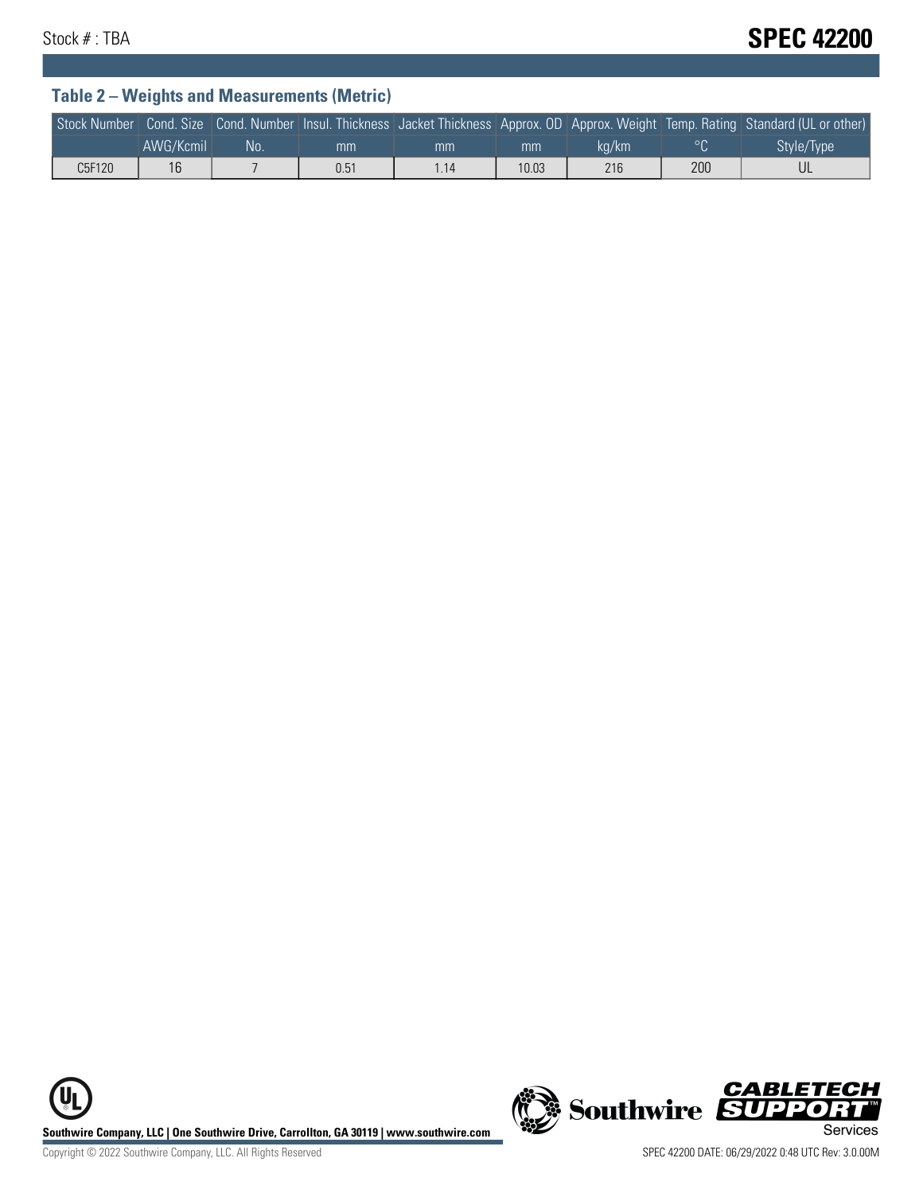### Table 2 – Weights and Measurements (Metric)

| Stock Number | Cond. Size | Cond. Number | Insul. Thickness | Jacket Thickness | Approx. OD | Approx. Weight | Temp. Rating | Standard (UL or other) |
|---|---|---|---|---|---|---|---|---|
| | AWG/Kcmil | No. | mm | mm | mm | kg/km | °C | Style/Type |
| C5F120 | 16 | 7 | 0.51 | 1.14 | 10.03 | 216 | 200 | UL |

**Southwire Company, LLC | One Southwire Drive, Carrollton, GA 30119 | www.southwire.com**

Copyright © 2022 Southwire Company, LLC. All Rights Reserved

SPEC 42200 DATE: 06/29/2022 0:48 UTC Rev: 3.0.00M